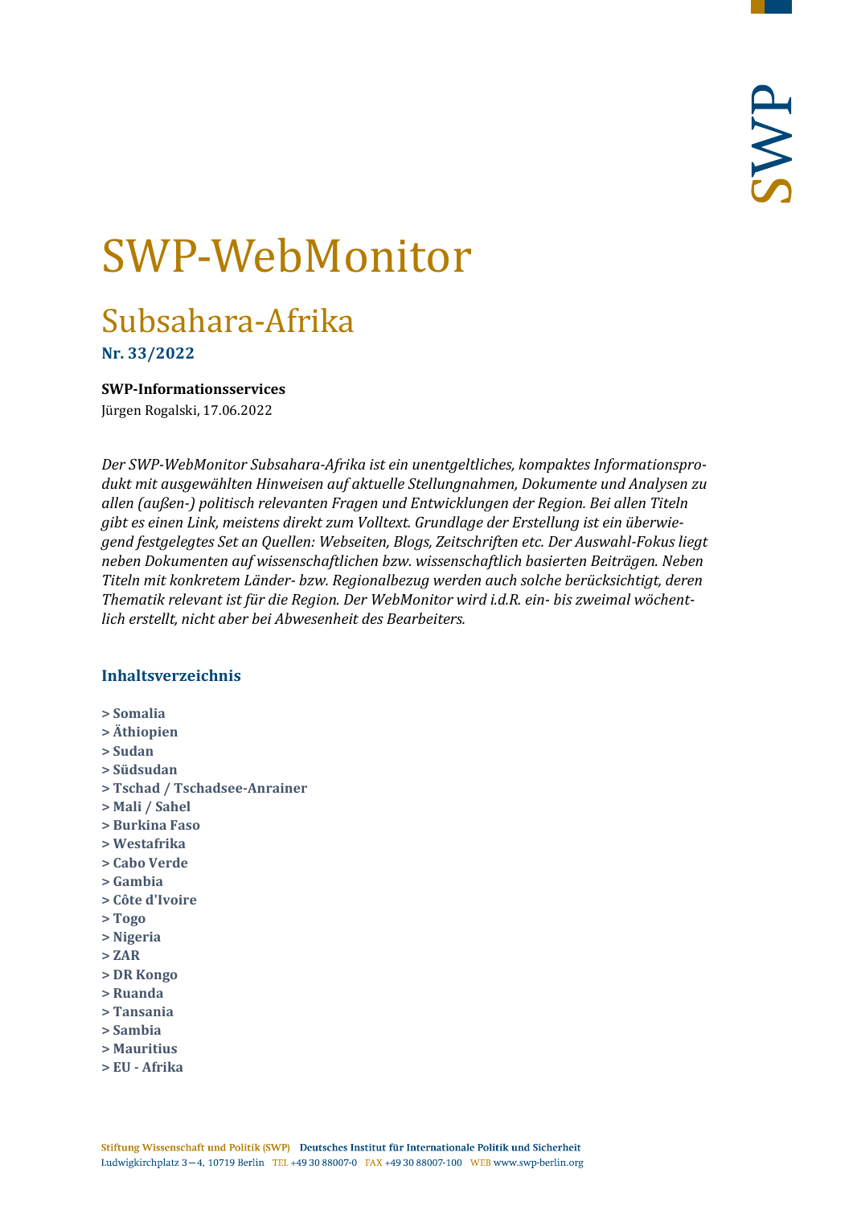# SWP-WebMonitor

## Subsahara-Afrika

**Nr. 33/2022**

**SWP-Informationsservices**

Jürgen Rogalski, 17.06.2022

*Der SWP-WebMonitor Subsahara-Afrika ist ein unentgeltliches, kompaktes Informationsprodukt mit ausgewählten Hinweisen auf aktuelle Stellungnahmen, Dokumente und Analysen zu allen (außen-) politisch relevanten Fragen und Entwicklungen der Region. Bei allen Titeln gibt es einen Link, meistens direkt zum Volltext. Grundlage der Erstellung ist ein überwiegend festgelegtes Set an Quellen: Webseiten, Blogs, Zeitschriften etc. Der Auswahl-Fokus liegt neben Dokumenten auf wissenschaftlichen bzw. wissenschaftlich basierten Beiträgen. Neben Titeln mit konkretem Länder- bzw. Regionalbezug werden auch solche berücksichtigt, deren Thematik relevant ist für die Region. Der WebMonitor wird i.d.R. ein- bis zweimal wöchentlich erstellt, nicht aber bei Abwesenheit des Bearbeiters.*

### Inhaltsverzeichnis

**> Somalia**
**> Äthiopien**
**> Sudan**
**> Südsudan**
**> Tschad / Tschadsee-Anrainer**
**> Mali / Sahel**
**> Burkina Faso**
**> Westafrika**
**> Cabo Verde**
**> Gambia**
**> Côte d'Ivoire**
**> Togo**
**> Nigeria**
**> ZAR**
**> DR Kongo**
**> Ruanda**
**> Tansania**
**> Sambia**
**> Mauritius**
**> EU - Afrika**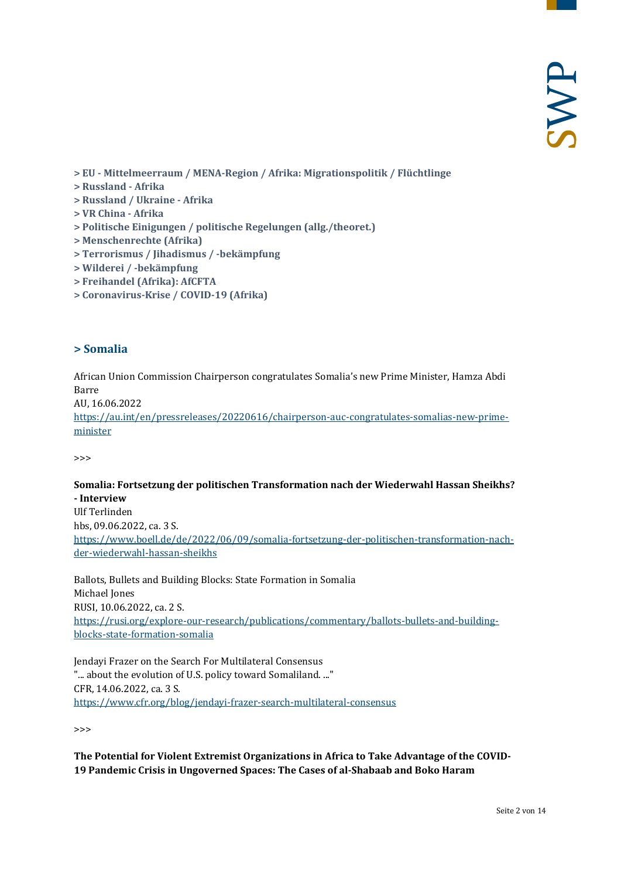**> EU - Mittelmeerraum / MENA-Region / Afrika: Migrationspolitik / Flüchtlinge**
**> Russland - Afrika**
**> Russland / Ukraine - Afrika**
**> VR China - Afrika**
**> Politische Einigungen / politische Regelungen (allg./theoret.)**
**> Menschenrechte (Afrika)**
**> Terrorismus / Jihadismus / -bekämpfung**
**> Wilderei / -bekämpfung**
**> Freihandel (Afrika): AfCFTA**
**> Coronavirus-Krise / COVID-19 (Afrika)**

## > Somalia

African Union Commission Chairperson congratulates Somalia's new Prime Minister, Hamza Abdi Barre
AU, 16.06.2022
https://au.int/en/pressreleases/20220616/chairperson-auc-congratulates-somalias-new-prime-minister

>>>

**Somalia: Fortsetzung der politischen Transformation nach der Wiederwahl Hassan Sheikhs? - Interview**
Ulf Terlinden
hbs, 09.06.2022, ca. 3 S.
https://www.boell.de/de/2022/06/09/somalia-fortsetzung-der-politischen-transformation-nach-der-wiederwahl-hassan-sheikhs

Ballots, Bullets and Building Blocks: State Formation in Somalia
Michael Jones
RUSI, 10.06.2022, ca. 2 S.
https://rusi.org/explore-our-research/publications/commentary/ballots-bullets-and-building-blocks-state-formation-somalia

Jendayi Frazer on the Search For Multilateral Consensus
"... about the evolution of U.S. policy toward Somaliland. ..."
CFR, 14.06.2022, ca. 3 S.
https://www.cfr.org/blog/jendayi-frazer-search-multilateral-consensus

>>>

**The Potential for Violent Extremist Organizations in Africa to Take Advantage of the COVID-19 Pandemic Crisis in Ungoverned Spaces: The Cases of al-Shabaab and Boko Haram**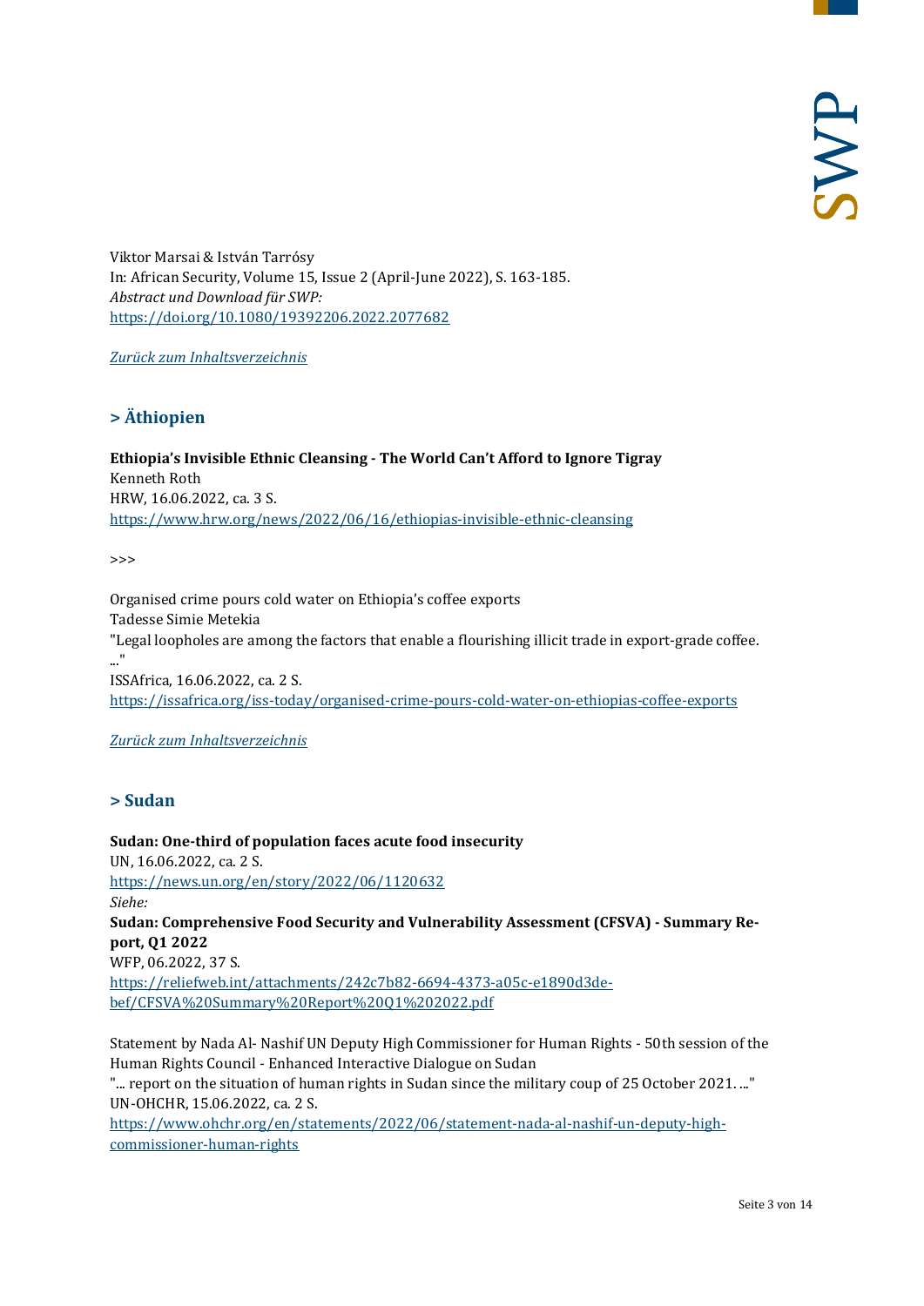Viktor Marsai & István Tarrósy
In: African Security, Volume 15, Issue 2 (April-June 2022), S. 163-185.
*Abstract und Download für SWP:*
https://doi.org/10.1080/19392206.2022.2077682

*Zurück zum Inhaltsverzeichnis*

## > Äthiopien

**Ethiopia's Invisible Ethnic Cleansing - The World Can't Afford to Ignore Tigray**
Kenneth Roth
HRW, 16.06.2022, ca. 3 S.
https://www.hrw.org/news/2022/06/16/ethiopias-invisible-ethnic-cleansing

>>>

Organised crime pours cold water on Ethiopia's coffee exports
Tadesse Simie Metekia
"Legal loopholes are among the factors that enable a flourishing illicit trade in export-grade coffee. ..."
ISSAfrica, 16.06.2022, ca. 2 S.
https://issafrica.org/iss-today/organised-crime-pours-cold-water-on-ethiopias-coffee-exports

*Zurück zum Inhaltsverzeichnis*

## > Sudan

**Sudan: One-third of population faces acute food insecurity**
UN, 16.06.2022, ca. 2 S.
https://news.un.org/en/story/2022/06/1120632
*Siehe:*
**Sudan: Comprehensive Food Security and Vulnerability Assessment (CFSVA) - Summary Report, Q1 2022**
WFP, 06.2022, 37 S.
https://reliefweb.int/attachments/242c7b82-6694-4373-a05c-e1890d3de-bef/CFSVA%20Summary%20Report%20Q1%202022.pdf

Statement by Nada Al- Nashif UN Deputy High Commissioner for Human Rights - 50th session of the Human Rights Council - Enhanced Interactive Dialogue on Sudan
"... report on the situation of human rights in Sudan since the military coup of 25 October 2021. ..."
UN-OHCHR, 15.06.2022, ca. 2 S.
https://www.ohchr.org/en/statements/2022/06/statement-nada-al-nashif-un-deputy-high-commissioner-human-rights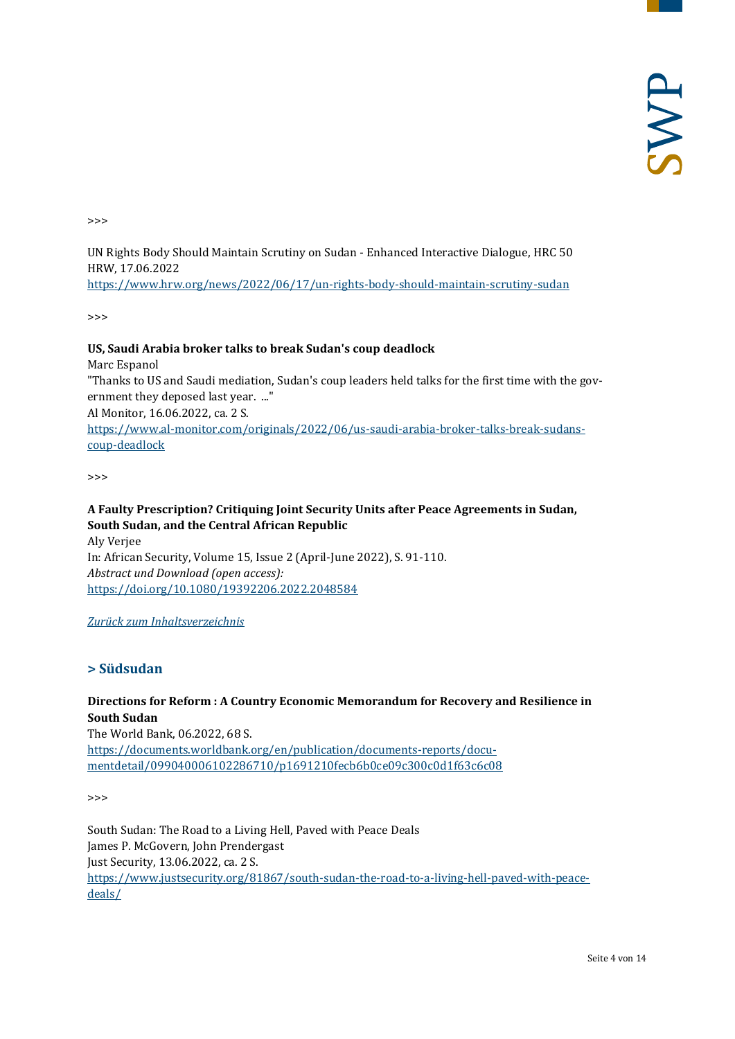>>>

UN Rights Body Should Maintain Scrutiny on Sudan - Enhanced Interactive Dialogue, HRC 50
HRW, 17.06.2022
https://www.hrw.org/news/2022/06/17/un-rights-body-should-maintain-scrutiny-sudan

>>>

**US, Saudi Arabia broker talks to break Sudan's coup deadlock**
Marc Espanol
"Thanks to US and Saudi mediation, Sudan's coup leaders held talks for the first time with the government they deposed last year. ..."
Al Monitor, 16.06.2022, ca. 2 S.
https://www.al-monitor.com/originals/2022/06/us-saudi-arabia-broker-talks-break-sudans-coup-deadlock

>>>

**A Faulty Prescription? Critiquing Joint Security Units after Peace Agreements in Sudan, South Sudan, and the Central African Republic**
Aly Verjee
In: African Security, Volume 15, Issue 2 (April-June 2022), S. 91-110.
*Abstract und Download (open access):*
https://doi.org/10.1080/19392206.2022.2048584

*Zurück zum Inhaltsverzeichnis*

## > Südsudan

**Directions for Reform : A Country Economic Memorandum for Recovery and Resilience in South Sudan**
The World Bank, 06.2022, 68 S.
https://documents.worldbank.org/en/publication/documents-reports/documentdetail/099040006102286710/p1691210fecb6b0ce09c300c0d1f63c6c08

>>>

South Sudan: The Road to a Living Hell, Paved with Peace Deals
James P. McGovern, John Prendergast
Just Security, 13.06.2022, ca. 2 S.
https://www.justsecurity.org/81867/south-sudan-the-road-to-a-living-hell-paved-with-peace-deals/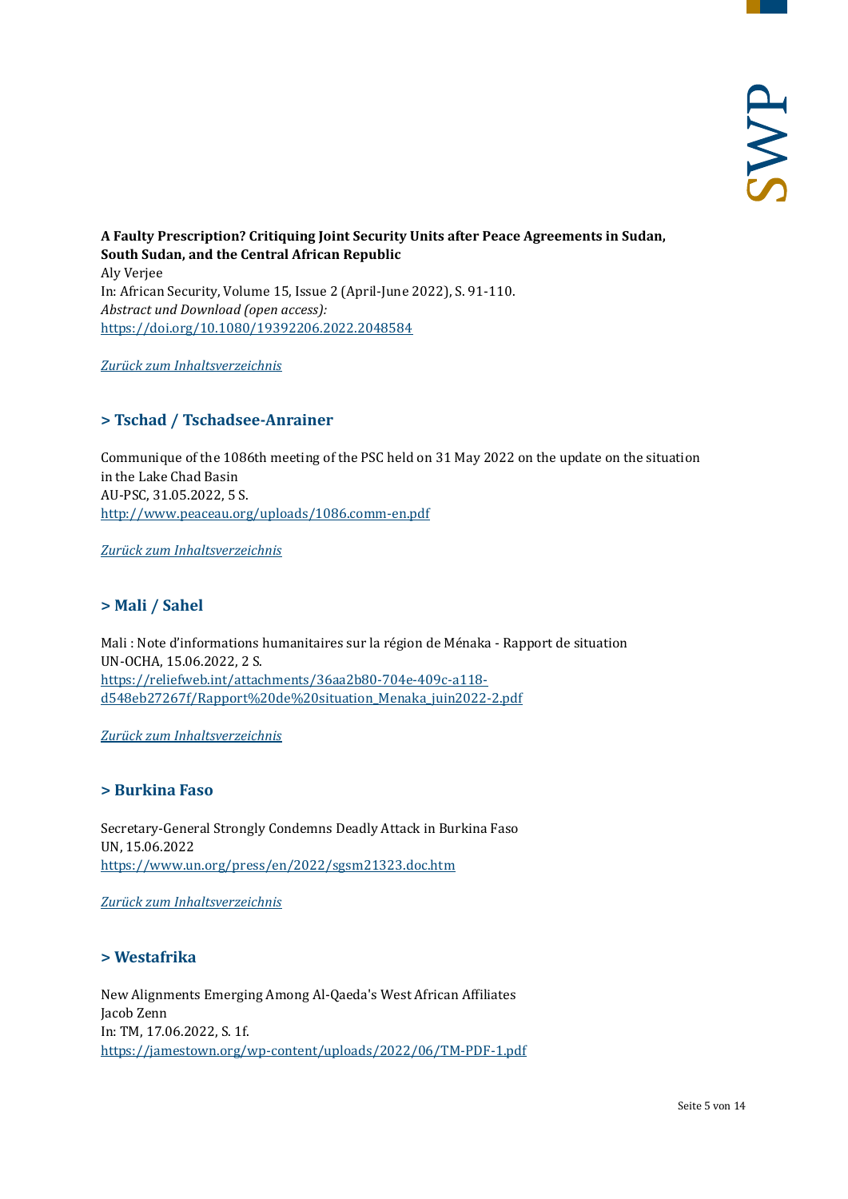**A Faulty Prescription? Critiquing Joint Security Units after Peace Agreements in Sudan, South Sudan, and the Central African Republic**
Aly Verjee
In: African Security, Volume 15, Issue 2 (April-June 2022), S. 91-110.
*Abstract und Download (open access):*
https://doi.org/10.1080/19392206.2022.2048584

*Zurück zum Inhaltsverzeichnis*

## > Tschad / Tschadsee-Anrainer

Communique of the 1086th meeting of the PSC held on 31 May 2022 on the update on the situation in the Lake Chad Basin
AU-PSC, 31.05.2022, 5 S.
http://www.peaceau.org/uploads/1086.comm-en.pdf

*Zurück zum Inhaltsverzeichnis*

## > Mali / Sahel

Mali : Note d'informations humanitaires sur la région de Ménaka - Rapport de situation
UN-OCHA, 15.06.2022, 2 S.
https://reliefweb.int/attachments/36aa2b80-704e-409c-a118-d548eb27267f/Rapport%20de%20situation_Menaka_juin2022-2.pdf

*Zurück zum Inhaltsverzeichnis*

## > Burkina Faso

Secretary-General Strongly Condemns Deadly Attack in Burkina Faso
UN, 15.06.2022
https://www.un.org/press/en/2022/sgsm21323.doc.htm

*Zurück zum Inhaltsverzeichnis*

## > Westafrika

New Alignments Emerging Among Al-Qaeda's West African Affiliates
Jacob Zenn
In: TM, 17.06.2022, S. 1f.
https://jamestown.org/wp-content/uploads/2022/06/TM-PDF-1.pdf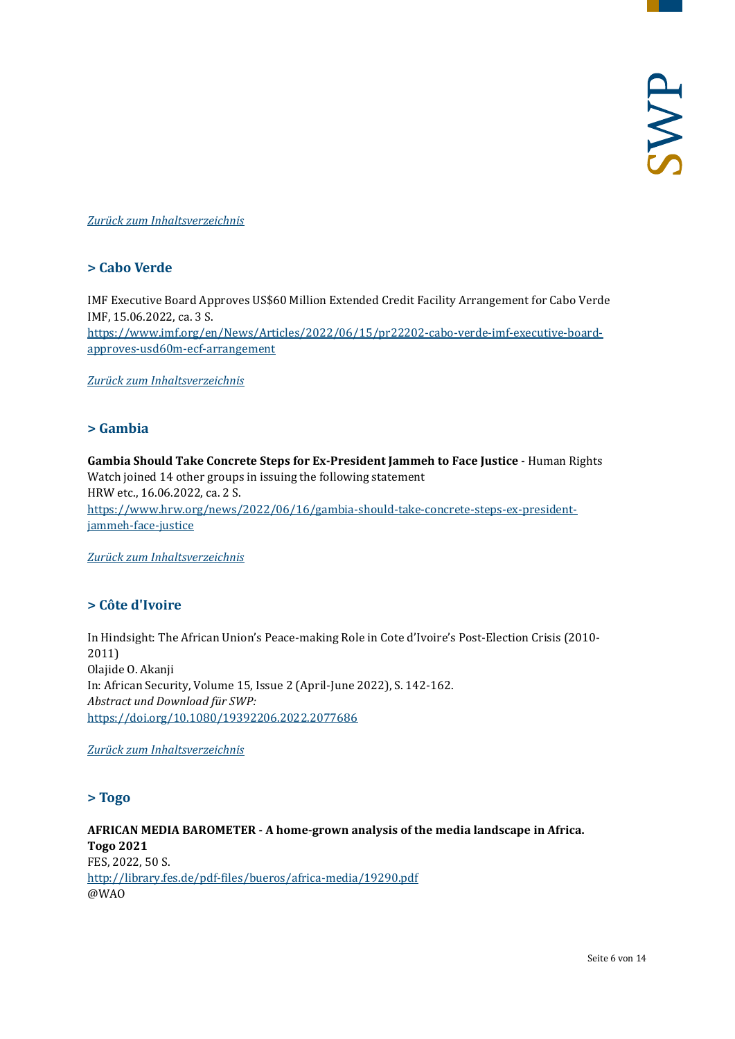*Zurück zum Inhaltsverzeichnis*

## > Cabo Verde

IMF Executive Board Approves US$60 Million Extended Credit Facility Arrangement for Cabo Verde
IMF, 15.06.2022, ca. 3 S.
https://www.imf.org/en/News/Articles/2022/06/15/pr22202-cabo-verde-imf-executive-board-approves-usd60m-ecf-arrangement

*Zurück zum Inhaltsverzeichnis*

## > Gambia

**Gambia Should Take Concrete Steps for Ex-President Jammeh to Face Justice** - Human Rights Watch joined 14 other groups in issuing the following statement
HRW etc., 16.06.2022, ca. 2 S.
https://www.hrw.org/news/2022/06/16/gambia-should-take-concrete-steps-ex-president-jammeh-face-justice

*Zurück zum Inhaltsverzeichnis*

## > Côte d'Ivoire

In Hindsight: The African Union's Peace-making Role in Cote d'Ivoire's Post-Election Crisis (2010-2011)
Olajide O. Akanji
In: African Security, Volume 15, Issue 2 (April-June 2022), S. 142-162.
*Abstract und Download für SWP:*
https://doi.org/10.1080/19392206.2022.2077686

*Zurück zum Inhaltsverzeichnis*

## > Togo

**AFRICAN MEDIA BAROMETER - A home-grown analysis of the media landscape in Africa. Togo 2021**
FES, 2022, 50 S.
http://library.fes.de/pdf-files/bueros/africa-media/19290.pdf
@WAO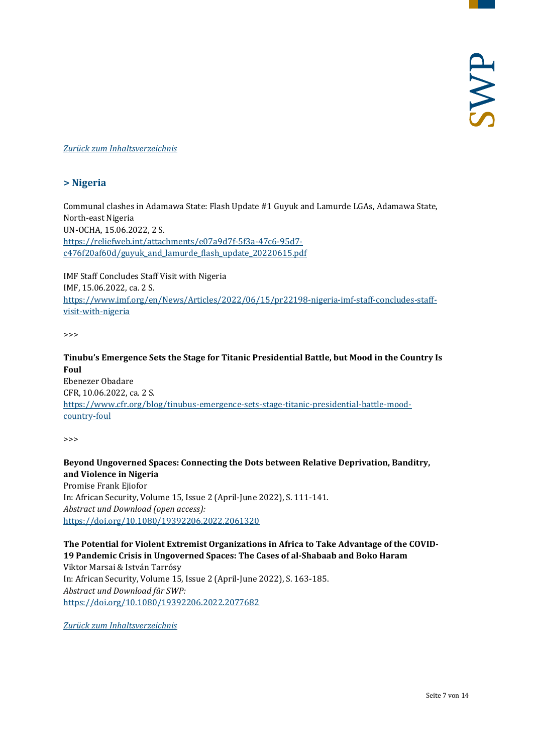[*Zurück zum Inhaltsverzeichnis*](#)

## > Nigeria

Communal clashes in Adamawa State: Flash Update #1 Guyuk and Lamurde LGAs, Adamawa State, North-east Nigeria
UN-OCHA, 15.06.2022, 2 S.
[https://reliefweb.int/attachments/e07a9d7f-5f3a-47c6-95d7-c476f20af60d/guyuk_and_lamurde_flash_update_20220615.pdf](https://reliefweb.int/attachments/e07a9d7f-5f3a-47c6-95d7-c476f20af60d/guyuk_and_lamurde_flash_update_20220615.pdf)

IMF Staff Concludes Staff Visit with Nigeria
IMF, 15.06.2022, ca. 2 S.
[https://www.imf.org/en/News/Articles/2022/06/15/pr22198-nigeria-imf-staff-concludes-staff-visit-with-nigeria](https://www.imf.org/en/News/Articles/2022/06/15/pr22198-nigeria-imf-staff-concludes-staff-visit-with-nigeria)

>>>

**Tinubu's Emergence Sets the Stage for Titanic Presidential Battle, but Mood in the Country Is Foul**
Ebenezer Obadare
CFR, 10.06.2022, ca. 2 S.
[https://www.cfr.org/blog/tinubus-emergence-sets-stage-titanic-presidential-battle-mood-country-foul](https://www.cfr.org/blog/tinubus-emergence-sets-stage-titanic-presidential-battle-mood-country-foul)

>>>

**Beyond Ungoverned Spaces: Connecting the Dots between Relative Deprivation, Banditry, and Violence in Nigeria**
Promise Frank Ejiofor
In: African Security, Volume 15, Issue 2 (April-June 2022), S. 111-141.
*Abstract und Download (open access):*
[https://doi.org/10.1080/19392206.2022.2061320](https://doi.org/10.1080/19392206.2022.2061320)

**The Potential for Violent Extremist Organizations in Africa to Take Advantage of the COVID-19 Pandemic Crisis in Ungoverned Spaces: The Cases of al-Shabaab and Boko Haram**
Viktor Marsai & István Tarrósy
In: African Security, Volume 15, Issue 2 (April-June 2022), S. 163-185.
*Abstract und Download für SWP:*
[https://doi.org/10.1080/19392206.2022.2077682](https://doi.org/10.1080/19392206.2022.2077682)

[*Zurück zum Inhaltsverzeichnis*](#)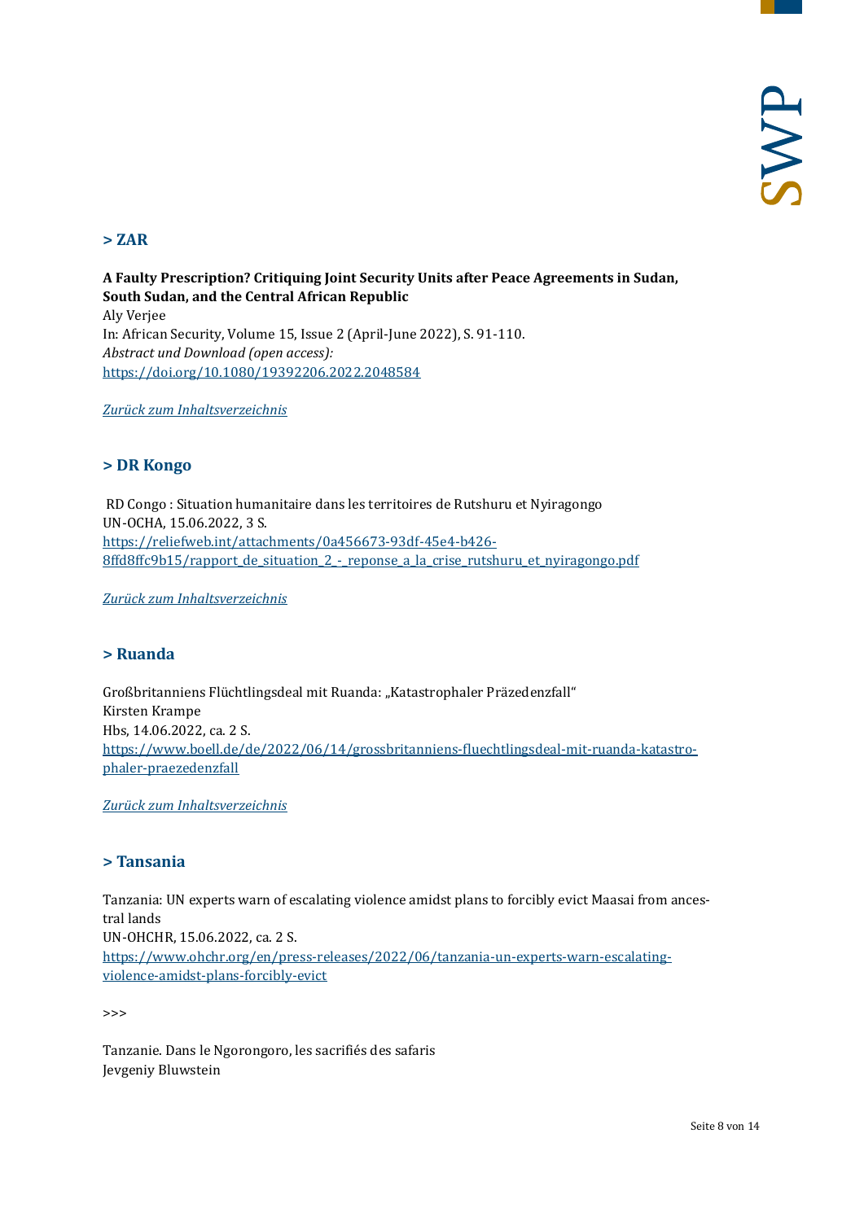## > ZAR

**A Faulty Prescription? Critiquing Joint Security Units after Peace Agreements in Sudan, South Sudan, and the Central African Republic**
Aly Verjee
In: African Security, Volume 15, Issue 2 (April-June 2022), S. 91-110.
*Abstract und Download (open access):*
https://doi.org/10.1080/19392206.2022.2048584

*Zurück zum Inhaltsverzeichnis*

## > DR Kongo

RD Congo : Situation humanitaire dans les territoires de Rutshuru et Nyiragongo
UN-OCHA, 15.06.2022, 3 S.
https://reliefweb.int/attachments/0a456673-93df-45e4-b426-8ffd8ffc9b15/rapport_de_situation_2_-_reponse_a_la_crise_rutshuru_et_nyiragongo.pdf

*Zurück zum Inhaltsverzeichnis*

## > Ruanda

Großbritanniens Flüchtlingsdeal mit Ruanda: „Katastrophaler Präzedenzfall"
Kirsten Krampe
Hbs, 14.06.2022, ca. 2 S.
https://www.boell.de/de/2022/06/14/grossbritanniens-fluechtlingsdeal-mit-ruanda-katastrophaler-praezedenzfall

*Zurück zum Inhaltsverzeichnis*

## > Tansania

Tanzania: UN experts warn of escalating violence amidst plans to forcibly evict Maasai from ancestral lands
UN-OHCHR, 15.06.2022, ca. 2 S.
https://www.ohchr.org/en/press-releases/2022/06/tanzania-un-experts-warn-escalating-violence-amidst-plans-forcibly-evict

>>>

Tanzanie. Dans le Ngorongoro, les sacrifiés des safaris
Jevgeniy Bluwstein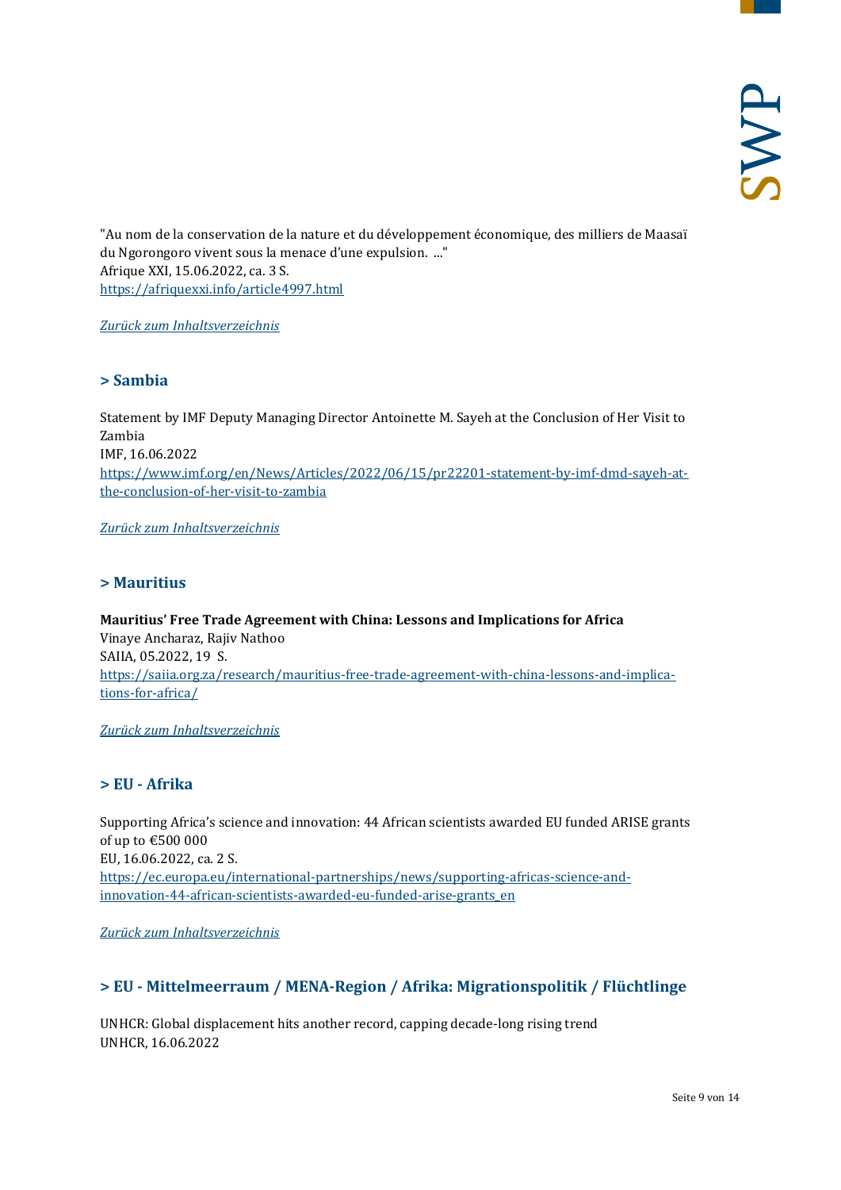"Au nom de la conservation de la nature et du développement économique, des milliers de Maasaï du Ngorongoro vivent sous la menace d'une expulsion. ..."
Afrique XXI, 15.06.2022, ca. 3 S.
https://afriquexxi.info/article4997.html

*Zurück zum Inhaltsverzeichnis*

## > Sambia

Statement by IMF Deputy Managing Director Antoinette M. Sayeh at the Conclusion of Her Visit to Zambia
IMF, 16.06.2022
https://www.imf.org/en/News/Articles/2022/06/15/pr22201-statement-by-imf-dmd-sayeh-at-the-conclusion-of-her-visit-to-zambia

*Zurück zum Inhaltsverzeichnis*

## > Mauritius

**Mauritius' Free Trade Agreement with China: Lessons and Implications for Africa**
Vinaye Ancharaz, Rajiv Nathoo
SAIIA, 05.2022, 19 S.
https://saiia.org.za/research/mauritius-free-trade-agreement-with-china-lessons-and-implications-for-africa/

*Zurück zum Inhaltsverzeichnis*

## > EU - Afrika

Supporting Africa's science and innovation: 44 African scientists awarded EU funded ARISE grants of up to €500 000
EU, 16.06.2022, ca. 2 S.
https://ec.europa.eu/international-partnerships/news/supporting-africas-science-and-innovation-44-african-scientists-awarded-eu-funded-arise-grants_en

*Zurück zum Inhaltsverzeichnis*

## > EU - Mittelmeerraum / MENA-Region / Afrika: Migrationspolitik / Flüchtlinge

UNHCR: Global displacement hits another record, capping decade-long rising trend
UNHCR, 16.06.2022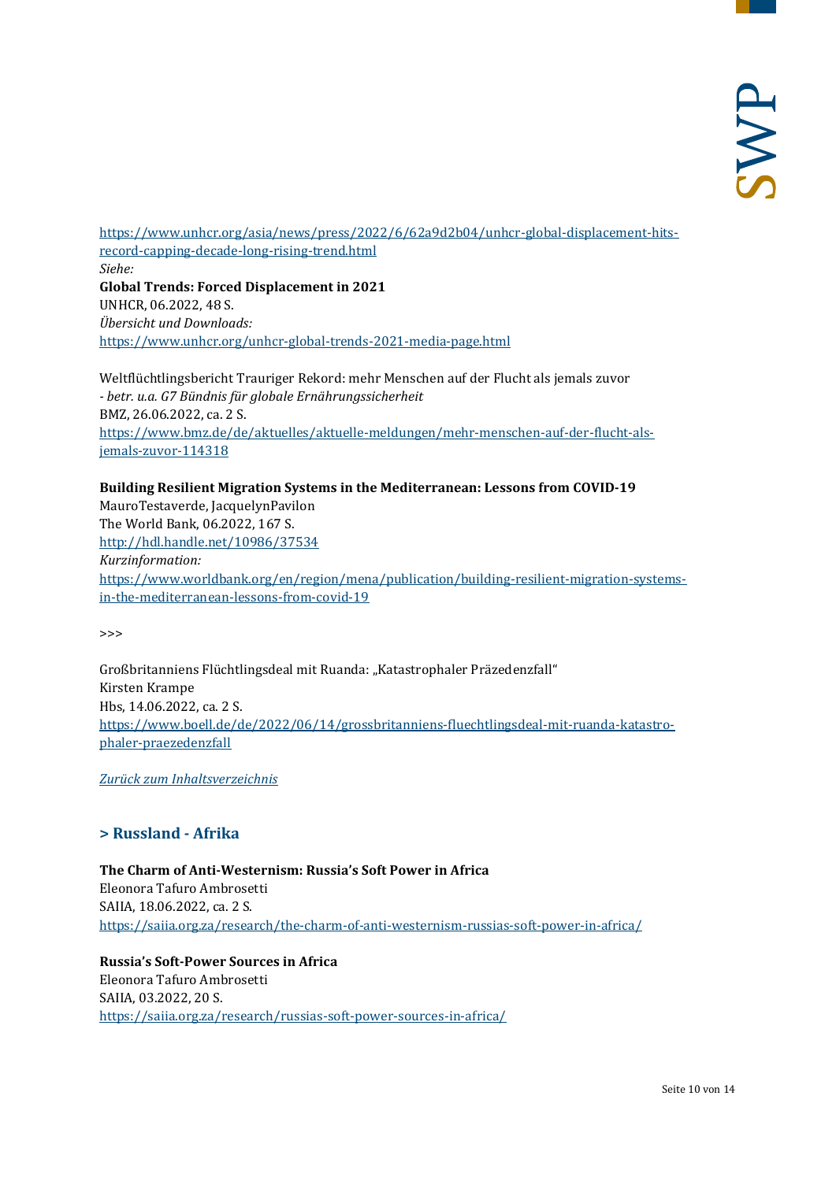https://www.unhcr.org/asia/news/press/2022/6/62a9d2b04/unhcr-global-displacement-hits-record-capping-decade-long-rising-trend.html
*Siehe:*
**Global Trends: Forced Displacement in 2021**
UNHCR, 06.2022, 48 S.
*Übersicht und Downloads:*
https://www.unhcr.org/unhcr-global-trends-2021-media-page.html

Weltflüchtlingsbericht Trauriger Rekord: mehr Menschen auf der Flucht als jemals zuvor
*- betr. u.a. G7 Bündnis für globale Ernährungssicherheit*
BMZ, 26.06.2022, ca. 2 S.
https://www.bmz.de/de/aktuelles/aktuelle-meldungen/mehr-menschen-auf-der-flucht-als-jemals-zuvor-114318

**Building Resilient Migration Systems in the Mediterranean: Lessons from COVID-19**
MauroTestaverde, JacquelynPavilon
The World Bank, 06.2022, 167 S.
http://hdl.handle.net/10986/37534
*Kurzinformation:*
https://www.worldbank.org/en/region/mena/publication/building-resilient-migration-systems-in-the-mediterranean-lessons-from-covid-19

>>>

Großbritanniens Flüchtlingsdeal mit Ruanda: „Katastrophaler Präzedenzfall“
Kirsten Krampe
Hbs, 14.06.2022, ca. 2 S.
https://www.boell.de/de/2022/06/14/grossbritanniens-fluechtlingsdeal-mit-ruanda-katastrophaler-praezedenzfall

*Zurück zum Inhaltsverzeichnis*

## > Russland - Afrika

**The Charm of Anti-Westernism: Russia’s Soft Power in Africa**
Eleonora Tafuro Ambrosetti
SAIIA, 18.06.2022, ca. 2 S.
https://saiia.org.za/research/the-charm-of-anti-westernism-russias-soft-power-in-africa/

**Russia’s Soft-Power Sources in Africa**
Eleonora Tafuro Ambrosetti
SAIIA, 03.2022, 20 S.
https://saiia.org.za/research/russias-soft-power-sources-in-africa/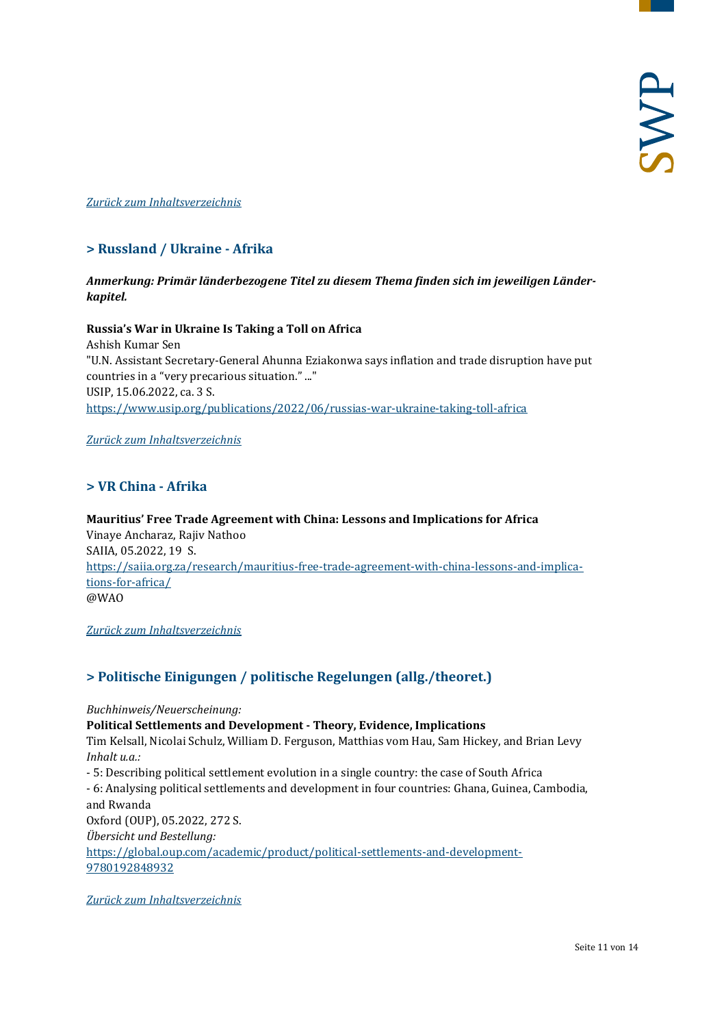*Zurück zum Inhaltsverzeichnis*

## > Russland / Ukraine - Afrika

***Anmerkung: Primär länderbezogene Titel zu diesem Thema finden sich im jeweiligen Länderkapitel.***

**Russia's War in Ukraine Is Taking a Toll on Africa**
Ashish Kumar Sen
"U.N. Assistant Secretary-General Ahunna Eziakonwa says inflation and trade disruption have put countries in a "very precarious situation." ..."
USIP, 15.06.2022, ca. 3 S.
https://www.usip.org/publications/2022/06/russias-war-ukraine-taking-toll-africa

*Zurück zum Inhaltsverzeichnis*

## > VR China - Afrika

**Mauritius' Free Trade Agreement with China: Lessons and Implications for Africa**
Vinaye Ancharaz, Rajiv Nathoo
SAIIA, 05.2022, 19 S.
https://saiia.org.za/research/mauritius-free-trade-agreement-with-china-lessons-and-implications-for-africa/
@WAO

*Zurück zum Inhaltsverzeichnis*

## > Politische Einigungen / politische Regelungen (allg./theoret.)

*Buchhinweis/Neuerscheinung:*
**Political Settlements and Development - Theory, Evidence, Implications**
Tim Kelsall, Nicolai Schulz, William D. Ferguson, Matthias vom Hau, Sam Hickey, and Brian Levy
*Inhalt u.a.:*
- 5: Describing political settlement evolution in a single country: the case of South Africa
- 6: Analysing political settlements and development in four countries: Ghana, Guinea, Cambodia, and Rwanda

Oxford (OUP), 05.2022, 272 S.
*Übersicht und Bestellung:*
https://global.oup.com/academic/product/political-settlements-and-development-9780192848932

*Zurück zum Inhaltsverzeichnis*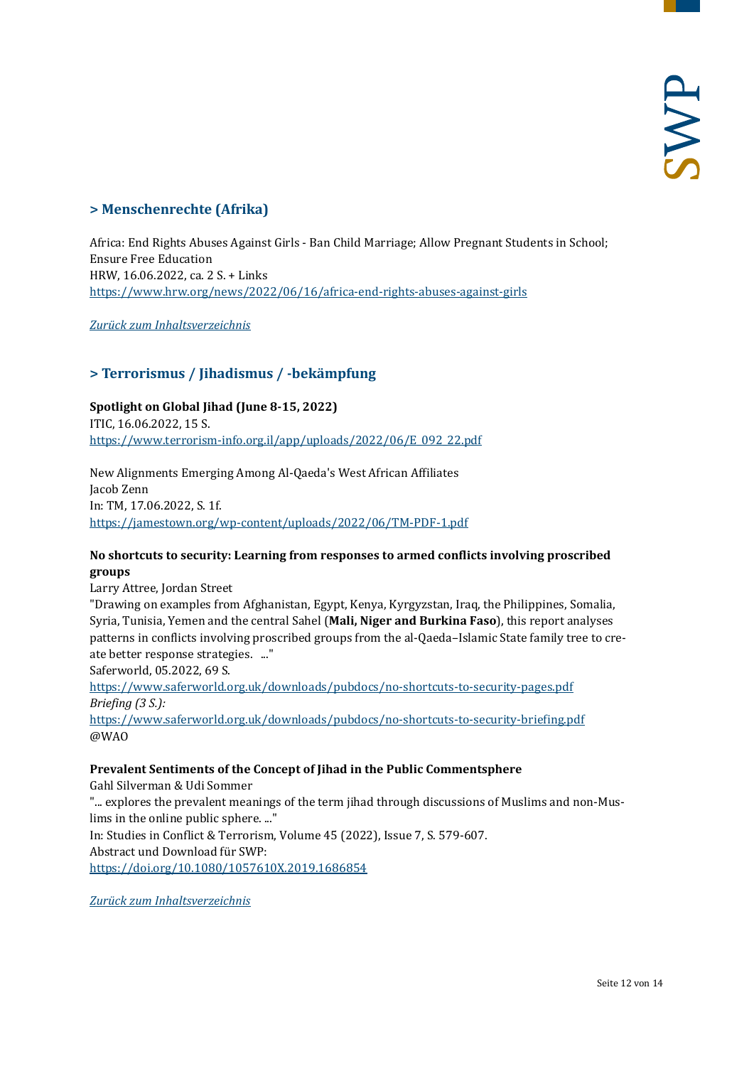## > Menschenrechte (Afrika)

Africa: End Rights Abuses Against Girls - Ban Child Marriage; Allow Pregnant Students in School; Ensure Free Education
HRW, 16.06.2022, ca. 2 S. + Links
https://www.hrw.org/news/2022/06/16/africa-end-rights-abuses-against-girls

*Zurück zum Inhaltsverzeichnis*

## > Terrorismus / Jihadismus / -bekämpfung

**Spotlight on Global Jihad (June 8-15, 2022)**
ITIC, 16.06.2022, 15 S.
https://www.terrorism-info.org.il/app/uploads/2022/06/E_092_22.pdf

New Alignments Emerging Among Al-Qaeda's West African Affiliates
Jacob Zenn
In: TM, 17.06.2022, S. 1f.
https://jamestown.org/wp-content/uploads/2022/06/TM-PDF-1.pdf

**No shortcuts to security: Learning from responses to armed conflicts involving proscribed groups**
Larry Attree, Jordan Street
"Drawing on examples from Afghanistan, Egypt, Kenya, Kyrgyzstan, Iraq, the Philippines, Somalia, Syria, Tunisia, Yemen and the central Sahel (**Mali, Niger and Burkina Faso**), this report analyses patterns in conflicts involving proscribed groups from the al-Qaeda–Islamic State family tree to create better response strategies. ..."
Saferworld, 05.2022, 69 S.
https://www.saferworld.org.uk/downloads/pubdocs/no-shortcuts-to-security-pages.pdf
*Briefing (3 S.):*
https://www.saferworld.org.uk/downloads/pubdocs/no-shortcuts-to-security-briefing.pdf
@WAO

**Prevalent Sentiments of the Concept of Jihad in the Public Commentsphere**
Gahl Silverman & Udi Sommer
"... explores the prevalent meanings of the term jihad through discussions of Muslims and non-Muslims in the online public sphere. ..."
In: Studies in Conflict & Terrorism, Volume 45 (2022), Issue 7, S. 579-607.
Abstract und Download für SWP:
https://doi.org/10.1080/1057610X.2019.1686854

*Zurück zum Inhaltsverzeichnis*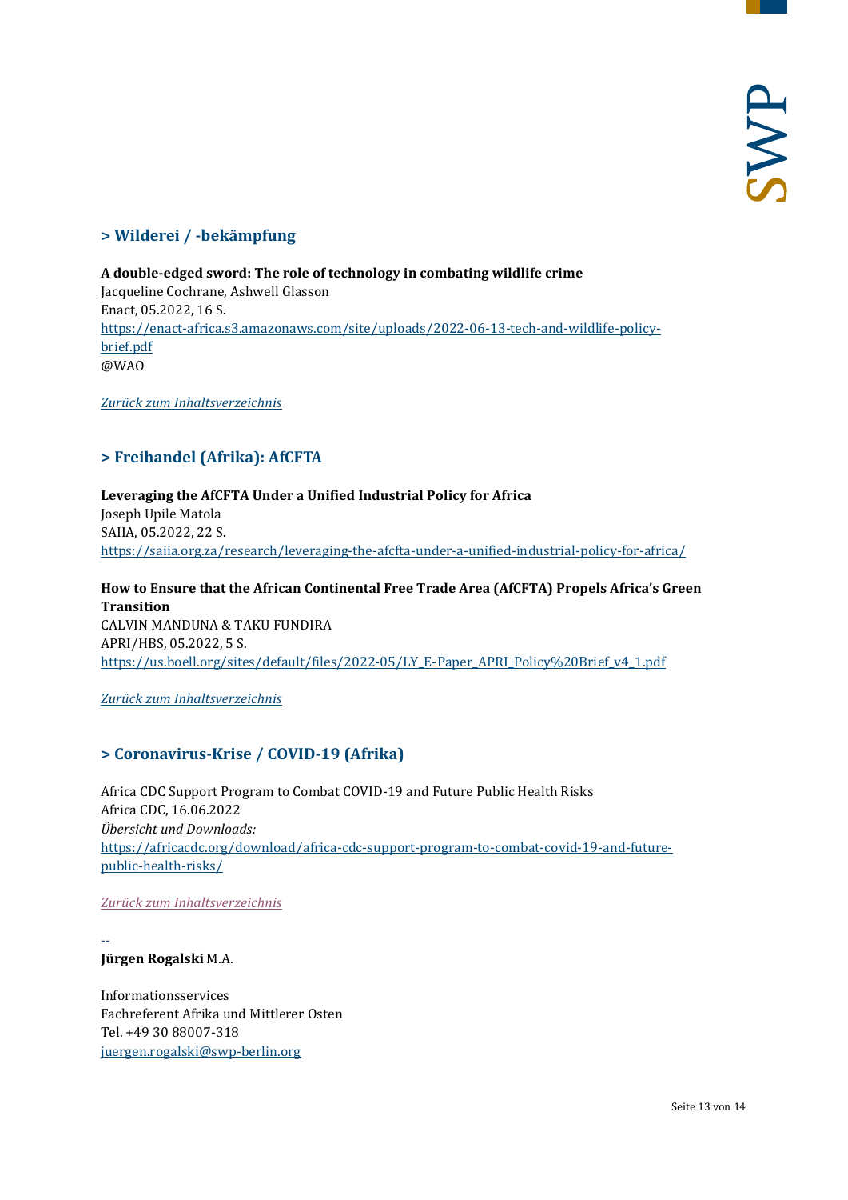## > Wilderei / -bekämpfung

**A double-edged sword: The role of technology in combating wildlife crime**
Jacqueline Cochrane, Ashwell Glasson
Enact, 05.2022, 16 S.
https://enact-africa.s3.amazonaws.com/site/uploads/2022-06-13-tech-and-wildlife-policy-brief.pdf
@WAO

*Zurück zum Inhaltsverzeichnis*

## > Freihandel (Afrika): AfCFTA

**Leveraging the AfCFTA Under a Unified Industrial Policy for Africa**
Joseph Upile Matola
SAIIA, 05.2022, 22 S.
https://saiia.org.za/research/leveraging-the-afcfta-under-a-unified-industrial-policy-for-africa/

**How to Ensure that the African Continental Free Trade Area (AfCFTA) Propels Africa's Green Transition**
CALVIN MANDUNA & TAKU FUNDIRA
APRI/HBS, 05.2022, 5 S.
https://us.boell.org/sites/default/files/2022-05/LY_E-Paper_APRI_Policy%20Brief_v4_1.pdf

*Zurück zum Inhaltsverzeichnis*

## > Coronavirus-Krise / COVID-19 (Afrika)

Africa CDC Support Program to Combat COVID-19 and Future Public Health Risks
Africa CDC, 16.06.2022
*Übersicht und Downloads:*
https://africacdc.org/download/africa-cdc-support-program-to-combat-covid-19-and-future-public-health-risks/

*Zurück zum Inhaltsverzeichnis*

--
**Jürgen Rogalski** M.A.

Informationsservices
Fachreferent Afrika und Mittlerer Osten
Tel. +49 30 88007-318
juergen.rogalski@swp-berlin.org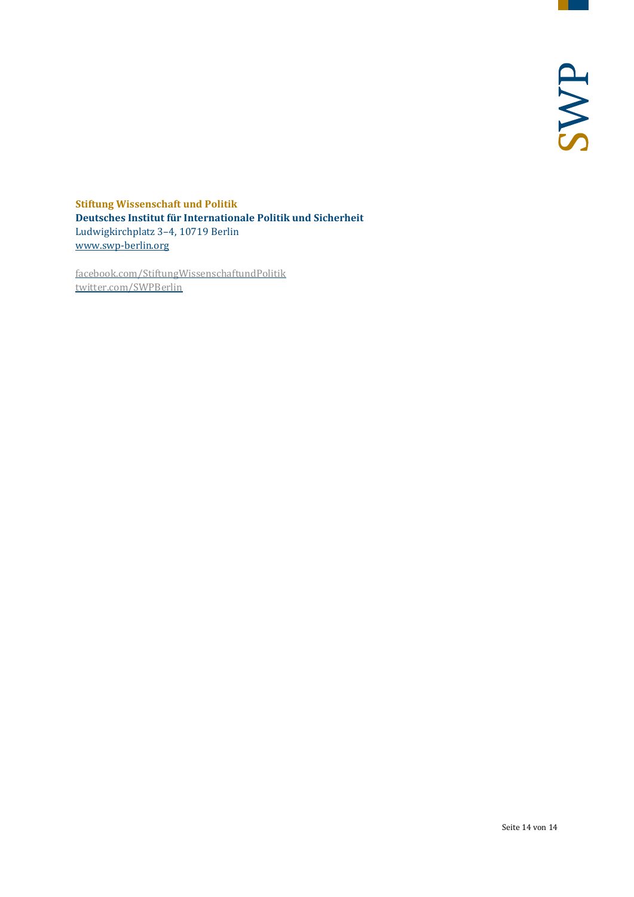**Stiftung Wissenschaft und Politik**
**Deutsches Institut für Internationale Politik und Sicherheit**
Ludwigkirchplatz 3–4, 10719 Berlin
www.swp-berlin.org

facebook.com/StiftungWissenschaftundPolitik
twitter.com/SWPBerlin